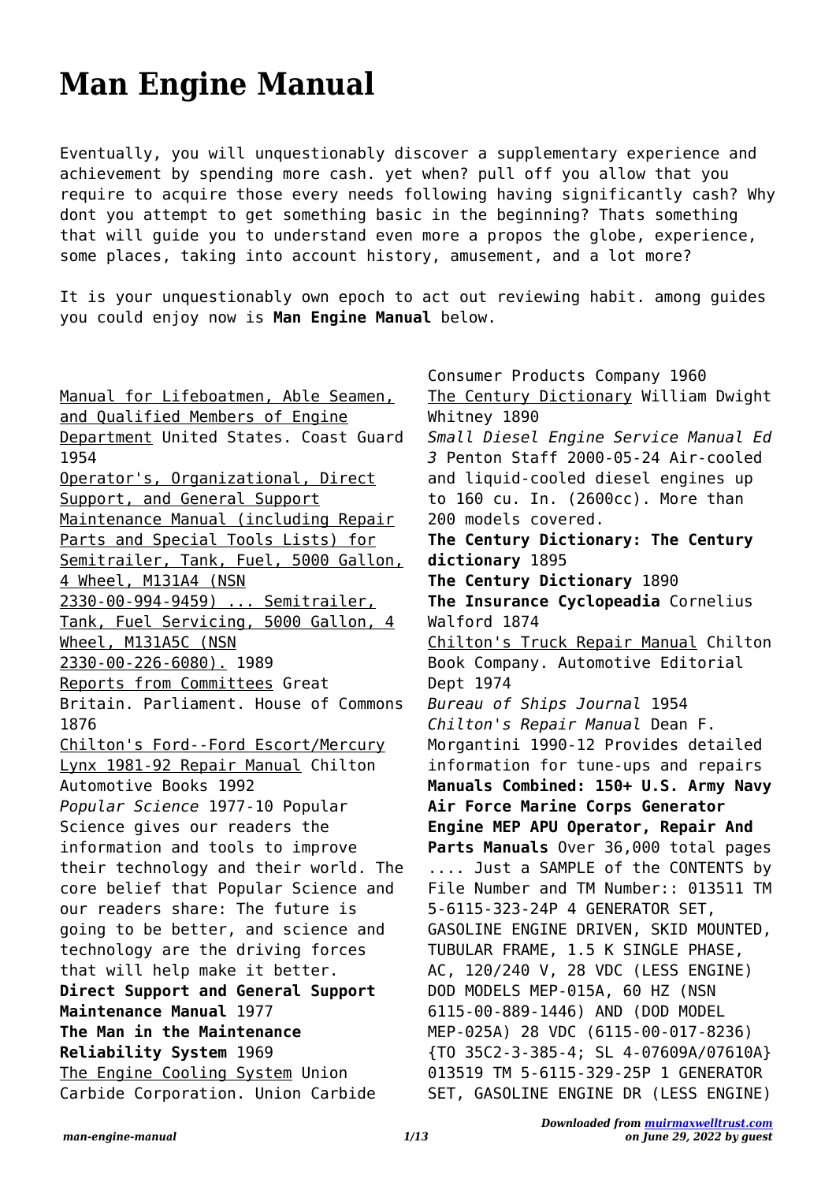# Man Engine Manual

Eventually, you will unquestionably discover a supplementary experience and achievement by spending more cash. yet when? pull off you allow that you require to acquire those every needs following having significantly cash? Why dont you attempt to get something basic in the beginning? Thats something that will guide you to understand even more a propos the globe, experience, some places, taking into account history, amusement, and a lot more?

It is your unquestionably own epoch to act out reviewing habit. among guides you could enjoy now is **Man Engine Manual** below.

Manual for Lifeboatmen, Able Seamen, and Qualified Members of Engine Department United States. Coast Guard 1954

Operator's, Organizational, Direct Support, and General Support Maintenance Manual (including Repair Parts and Special Tools Lists) for Semitrailer, Tank, Fuel, 5000 Gallon, 4 Wheel, M131A4 (NSN 2330-00-994-9459) ... Semitrailer, Tank, Fuel Servicing, 5000 Gallon, 4 Wheel, M131A5C (NSN 2330-00-226-6080). 1989

Reports from Committees Great Britain. Parliament. House of Commons 1876

Chilton's Ford--Ford Escort/Mercury Lynx 1981-92 Repair Manual Chilton Automotive Books 1992

*Popular Science* 1977-10 Popular Science gives our readers the information and tools to improve their technology and their world. The core belief that Popular Science and our readers share: The future is going to be better, and science and technology are the driving forces that will help make it better.

**Direct Support and General Support Maintenance Manual** 1977

**The Man in the Maintenance Reliability System** 1969

The Engine Cooling System Union Carbide Corporation. Union Carbide Consumer Products Company 1960

The Century Dictionary William Dwight Whitney 1890

*Small Diesel Engine Service Manual Ed 3* Penton Staff 2000-05-24 Air-cooled and liquid-cooled diesel engines up to 160 cu. In. (2600cc). More than 200 models covered.

**The Century Dictionary: The Century dictionary** 1895

**The Century Dictionary** 1890

**The Insurance Cyclopeadia** Cornelius Walford 1874

Chilton's Truck Repair Manual Chilton Book Company. Automotive Editorial Dept 1974

*Bureau of Ships Journal* 1954

*Chilton's Repair Manual* Dean F. Morgantini 1990-12 Provides detailed information for tune-ups and repairs

**Manuals Combined: 150+ U.S. Army Navy Air Force Marine Corps Generator Engine MEP APU Operator, Repair And Parts Manuals** Over 36,000 total pages .... Just a SAMPLE of the CONTENTS by File Number and TM Number:: 013511 TM 5-6115-323-24P 4 GENERATOR SET, GASOLINE ENGINE DRIVEN, SKID MOUNTED, TUBULAR FRAME, 1.5 K SINGLE PHASE, AC, 120/240 V, 28 VDC (LESS ENGINE) DOD MODELS MEP-015A, 60 HZ (NSN 6115-00-889-1446) AND (DOD MODEL MEP-025A) 28 VDC (6115-00-017-8236) {TO 35C2-3-385-4; SL 4-07609A/07610A} 013519 TM 5-6115-329-25P 1 GENERATOR SET, GASOLINE ENGINE DR (LESS ENGINE)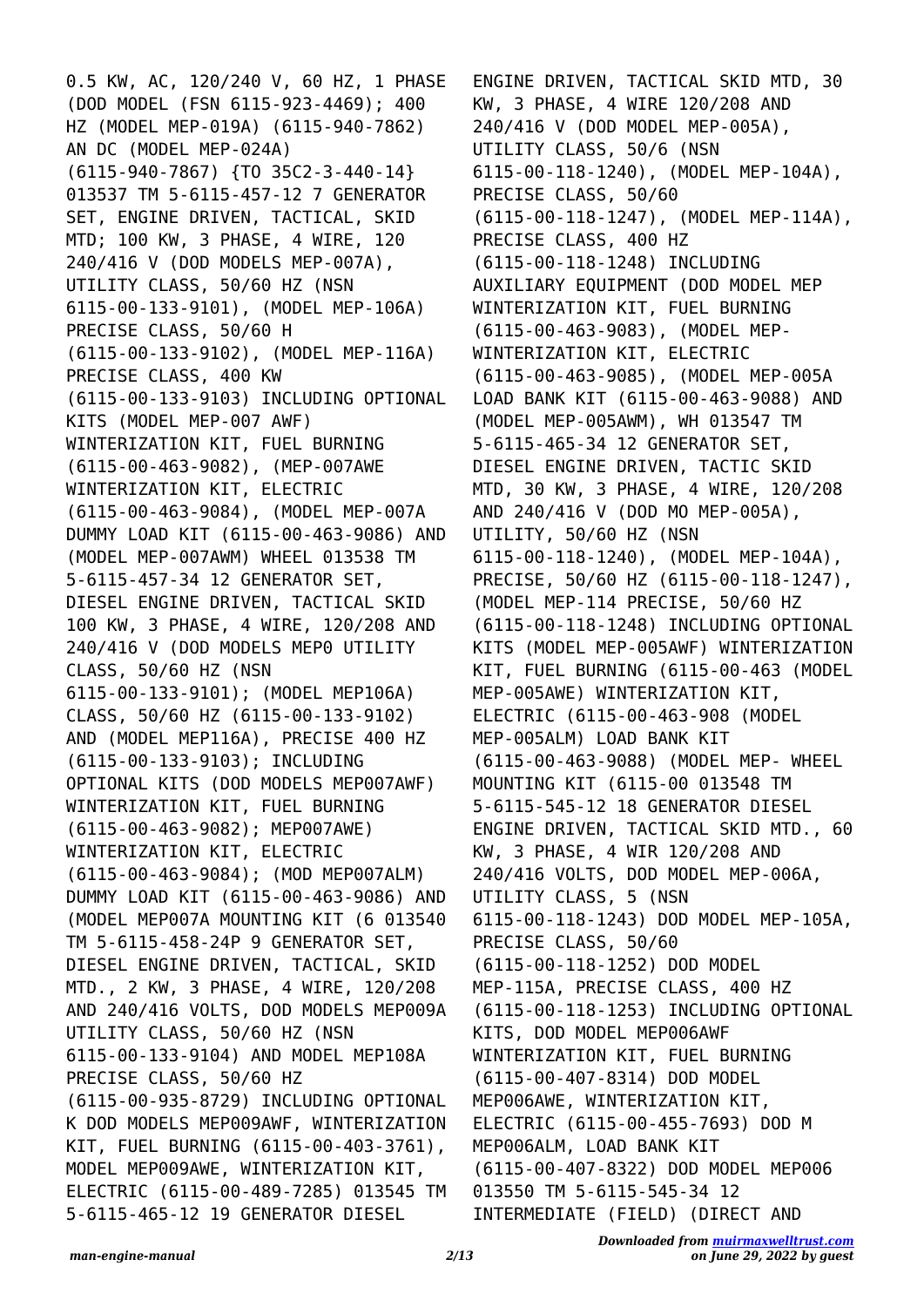0.5 KW, AC, 120/240 V, 60 HZ, 1 PHASE (DOD MODEL (FSN 6115-923-4469); 400 HZ (MODEL MEP-019A) (6115-940-7862) AN DC (MODEL MEP-024A) (6115-940-7867) {TO 35C2-3-440-14} 013537 TM 5-6115-457-12 7 GENERATOR SET, ENGINE DRIVEN, TACTICAL, SKID MTD; 100 KW, 3 PHASE, 4 WIRE, 120 240/416 V (DOD MODELS MEP-007A), UTILITY CLASS, 50/60 HZ (NSN 6115-00-133-9101), (MODEL MEP-106A) PRECISE CLASS, 50/60 H (6115-00-133-9102), (MODEL MEP-116A) PRECISE CLASS, 400 KW (6115-00-133-9103) INCLUDING OPTIONAL KITS (MODEL MEP-007 AWF) WINTERIZATION KIT, FUEL BURNING (6115-00-463-9082), (MEP-007AWE WINTERIZATION KIT, ELECTRIC (6115-00-463-9084), (MODEL MEP-007A DUMMY LOAD KIT (6115-00-463-9086) AND (MODEL MEP-007AWM) WHEEL 013538 TM 5-6115-457-34 12 GENERATOR SET, DIESEL ENGINE DRIVEN, TACTICAL SKID 100 KW, 3 PHASE, 4 WIRE, 120/208 AND 240/416 V (DOD MODELS MEP0 UTILITY CLASS, 50/60 HZ (NSN 6115-00-133-9101); (MODEL MEP106A) CLASS, 50/60 HZ (6115-00-133-9102) AND (MODEL MEP116A), PRECISE 400 HZ (6115-00-133-9103); INCLUDING OPTIONAL KITS (DOD MODELS MEP007AWF) WINTERIZATION KIT, FUEL BURNING (6115-00-463-9082); MEP007AWE) WINTERIZATION KIT, ELECTRIC (6115-00-463-9084); (MOD MEP007ALM) DUMMY LOAD KIT (6115-00-463-9086) AND (MODEL MEP007A MOUNTING KIT (6 013540 TM 5-6115-458-24P 9 GENERATOR SET, DIESEL ENGINE DRIVEN, TACTICAL, SKID MTD., 2 KW, 3 PHASE, 4 WIRE, 120/208 AND 240/416 VOLTS, DOD MODELS MEP009A UTILITY CLASS, 50/60 HZ (NSN 6115-00-133-9104) AND MODEL MEP108A PRECISE CLASS, 50/60 HZ (6115-00-935-8729) INCLUDING OPTIONAL K DOD MODELS MEP009AWF, WINTERIZATION KIT, FUEL BURNING (6115-00-403-3761), MODEL MEP009AWE, WINTERIZATION KIT, ELECTRIC (6115-00-489-7285) 013545 TM 5-6115-465-12 19 GENERATOR DIESEL ENGINE DRIVEN, TACTICAL SKID MTD, 30 KW, 3 PHASE, 4 WIRE 120/208 AND 240/416 V (DOD MODEL MEP-005A), UTILITY CLASS, 50/6 (NSN 6115-00-118-1240), (MODEL MEP-104A), PRECISE CLASS, 50/60 (6115-00-118-1247), (MODEL MEP-114A), PRECISE CLASS, 400 HZ (6115-00-118-1248) INCLUDING AUXILIARY EQUIPMENT (DOD MODEL MEP WINTERIZATION KIT, FUEL BURNING (6115-00-463-9083), (MODEL MEP- WINTERIZATION KIT, ELECTRIC (6115-00-463-9085), (MODEL MEP-005A LOAD BANK KIT (6115-00-463-9088) AND (MODEL MEP-005AWM), WH 013547 TM 5-6115-465-34 12 GENERATOR SET, DIESEL ENGINE DRIVEN, TACTIC SKID MTD, 30 KW, 3 PHASE, 4 WIRE, 120/208 AND 240/416 V (DOD MO MEP-005A), UTILITY, 50/60 HZ (NSN 6115-00-118-1240), (MODEL MEP-104A), PRECISE, 50/60 HZ (6115-00-118-1247), (MODEL MEP-114 PRECISE, 50/60 HZ (6115-00-118-1248) INCLUDING OPTIONAL KITS (MODEL MEP-005AWF) WINTERIZATION KIT, FUEL BURNING (6115-00-463 (MODEL MEP-005AWE) WINTERIZATION KIT, ELECTRIC (6115-00-463-908 (MODEL MEP-005ALM) LOAD BANK KIT (6115-00-463-9088) (MODEL MEP- WHEEL MOUNTING KIT (6115-00 013548 TM 5-6115-545-12 18 GENERATOR DIESEL ENGINE DRIVEN, TACTICAL SKID MTD., 60 KW, 3 PHASE, 4 WIR 120/208 AND 240/416 VOLTS, DOD MODEL MEP-006A, UTILITY CLASS, 5 (NSN 6115-00-118-1243) DOD MODEL MEP-105A, PRECISE CLASS, 50/60 (6115-00-118-1252) DOD MODEL MEP-115A, PRECISE CLASS, 400 HZ (6115-00-118-1253) INCLUDING OPTIONAL KITS, DOD MODEL MEP006AWF WINTERIZATION KIT, FUEL BURNING (6115-00-407-8314) DOD MODEL MEP006AWE, WINTERIZATION KIT, ELECTRIC (6115-00-455-7693) DOD M MEP006ALM, LOAD BANK KIT (6115-00-407-8322) DOD MODEL MEP006 013550 TM 5-6115-545-34 12 INTERMEDIATE (FIELD) (DIRECT AND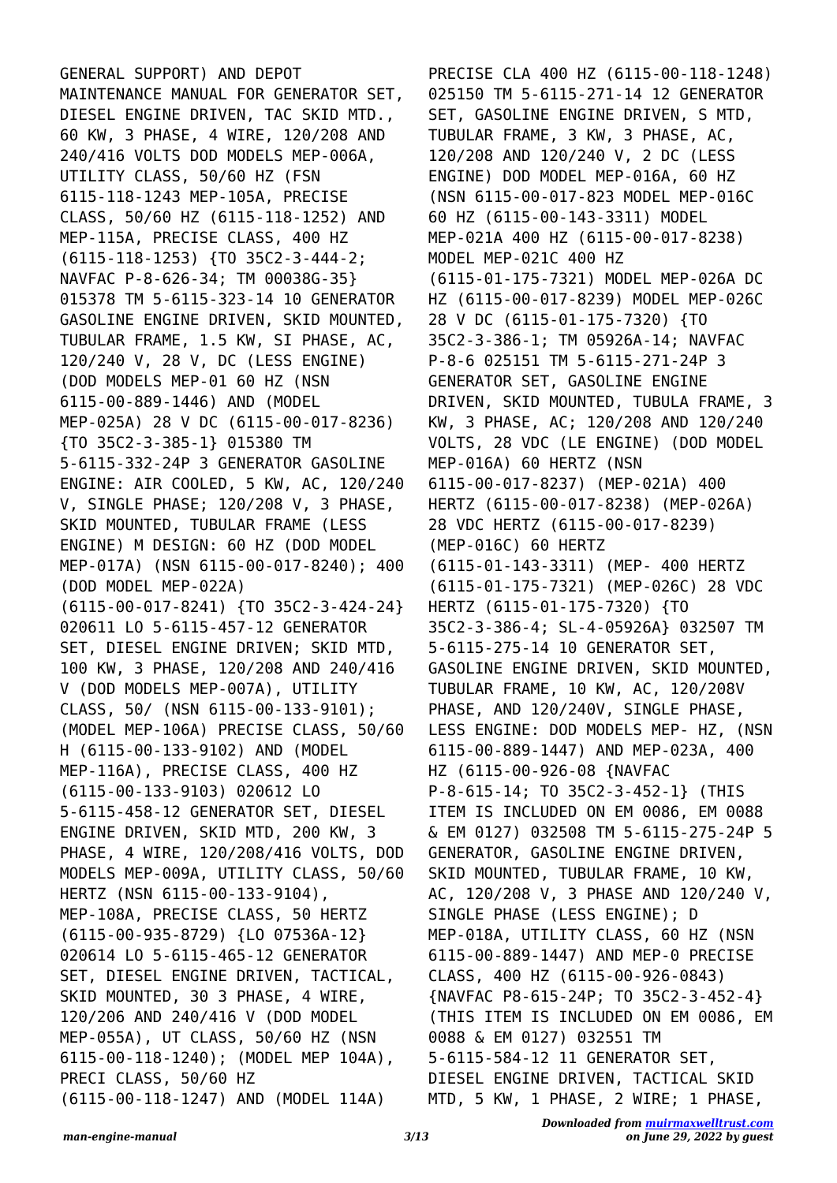GENERAL SUPPORT) AND DEPOT MAINTENANCE MANUAL FOR GENERATOR SET, DIESEL ENGINE DRIVEN, TAC SKID MTD., 60 KW, 3 PHASE, 4 WIRE, 120/208 AND 240/416 VOLTS DOD MODELS MEP-006A, UTILITY CLASS, 50/60 HZ (FSN 6115-118-1243 MEP-105A, PRECISE CLASS, 50/60 HZ (6115-118-1252) AND MEP-115A, PRECISE CLASS, 400 HZ (6115-118-1253) {TO 35C2-3-444-2; NAVFAC P-8-626-34; TM 00038G-35} 015378 TM 5-6115-323-14 10 GENERATOR GASOLINE ENGINE DRIVEN, SKID MOUNTED, TUBULAR FRAME, 1.5 KW, SI PHASE, AC, 120/240 V, 28 V, DC (LESS ENGINE) (DOD MODELS MEP-01 60 HZ (NSN 6115-00-889-1446) AND (MODEL MEP-025A) 28 V DC (6115-00-017-8236) {TO 35C2-3-385-1} 015380 TM 5-6115-332-24P 3 GENERATOR GASOLINE ENGINE: AIR COOLED, 5 KW, AC, 120/240 V, SINGLE PHASE; 120/208 V, 3 PHASE, SKID MOUNTED, TUBULAR FRAME (LESS ENGINE) M DESIGN: 60 HZ (DOD MODEL MEP-017A) (NSN 6115-00-017-8240); 400 (DOD MODEL MEP-022A) (6115-00-017-8241) {TO 35C2-3-424-24} 020611 LO 5-6115-457-12 GENERATOR SET, DIESEL ENGINE DRIVEN; SKID MTD, 100 KW, 3 PHASE, 120/208 AND 240/416 V (DOD MODELS MEP-007A), UTILITY CLASS, 50/ (NSN 6115-00-133-9101); (MODEL MEP-106A) PRECISE CLASS, 50/60 H (6115-00-133-9102) AND (MODEL MEP-116A), PRECISE CLASS, 400 HZ (6115-00-133-9103) 020612 LO 5-6115-458-12 GENERATOR SET, DIESEL ENGINE DRIVEN, SKID MTD, 200 KW, 3 PHASE, 4 WIRE, 120/208/416 VOLTS, DOD MODELS MEP-009A, UTILITY CLASS, 50/60 HERTZ (NSN 6115-00-133-9104), MEP-108A, PRECISE CLASS, 50 HERTZ (6115-00-935-8729) {LO 07536A-12} 020614 LO 5-6115-465-12 GENERATOR SET, DIESEL ENGINE DRIVEN, TACTICAL, SKID MOUNTED, 30 3 PHASE, 4 WIRE, 120/206 AND 240/416 V (DOD MODEL MEP-055A), UT CLASS, 50/60 HZ (NSN 6115-00-118-1240); (MODEL MEP 104A), PRECI CLASS, 50/60 HZ (6115-00-118-1247) AND (MODEL 114A) PRECISE CLA 400 HZ (6115-00-118-1248) 025150 TM 5-6115-271-14 12 GENERATOR SET, GASOLINE ENGINE DRIVEN, S MTD, TUBULAR FRAME, 3 KW, 3 PHASE, AC, 120/208 AND 120/240 V, 2 DC (LESS ENGINE) DOD MODEL MEP-016A, 60 HZ (NSN 6115-00-017-823 MODEL MEP-016C 60 HZ (6115-00-143-3311) MODEL MEP-021A 400 HZ (6115-00-017-8238) MODEL MEP-021C 400 HZ (6115-01-175-7321) MODEL MEP-026A DC HZ (6115-00-017-8239) MODEL MEP-026C 28 V DC (6115-01-175-7320) {TO 35C2-3-386-1; TM 05926A-14; NAVFAC P-8-6 025151 TM 5-6115-271-24P 3 GENERATOR SET, GASOLINE ENGINE DRIVEN, SKID MOUNTED, TUBULA FRAME, 3 KW, 3 PHASE, AC; 120/208 AND 120/240 VOLTS, 28 VDC (LE ENGINE) (DOD MODEL MEP-016A) 60 HERTZ (NSN 6115-00-017-8237) (MEP-021A) 400 HERTZ (6115-00-017-8238) (MEP-026A) 28 VDC HERTZ (6115-00-017-8239) (MEP-016C) 60 HERTZ (6115-01-143-3311) (MEP- 400 HERTZ (6115-01-175-7321) (MEP-026C) 28 VDC HERTZ (6115-01-175-7320) {TO 35C2-3-386-4; SL-4-05926A} 032507 TM 5-6115-275-14 10 GENERATOR SET, GASOLINE ENGINE DRIVEN, SKID MOUNTED, TUBULAR FRAME, 10 KW, AC, 120/208V PHASE, AND 120/240V, SINGLE PHASE, LESS ENGINE: DOD MODELS MEP- HZ, (NSN 6115-00-889-1447) AND MEP-023A, 400 HZ (6115-00-926-08 {NAVFAC P-8-615-14; TO 35C2-3-452-1} (THIS ITEM IS INCLUDED ON EM 0086, EM 0088 & EM 0127) 032508 TM 5-6115-275-24P 5 GENERATOR, GASOLINE ENGINE DRIVEN, SKID MOUNTED, TUBULAR FRAME, 10 KW, AC, 120/208 V, 3 PHASE AND 120/240 V, SINGLE PHASE (LESS ENGINE); D MEP-018A, UTILITY CLASS, 60 HZ (NSN 6115-00-889-1447) AND MEP-0 PRECISE CLASS, 400 HZ (6115-00-926-0843) {NAVFAC P8-615-24P; TO 35C2-3-452-4} (THIS ITEM IS INCLUDED ON EM 0086, EM 0088 & EM 0127) 032551 TM 5-6115-584-12 11 GENERATOR SET, DIESEL ENGINE DRIVEN, TACTICAL SKID MTD, 5 KW, 1 PHASE, 2 WIRE; 1 PHASE,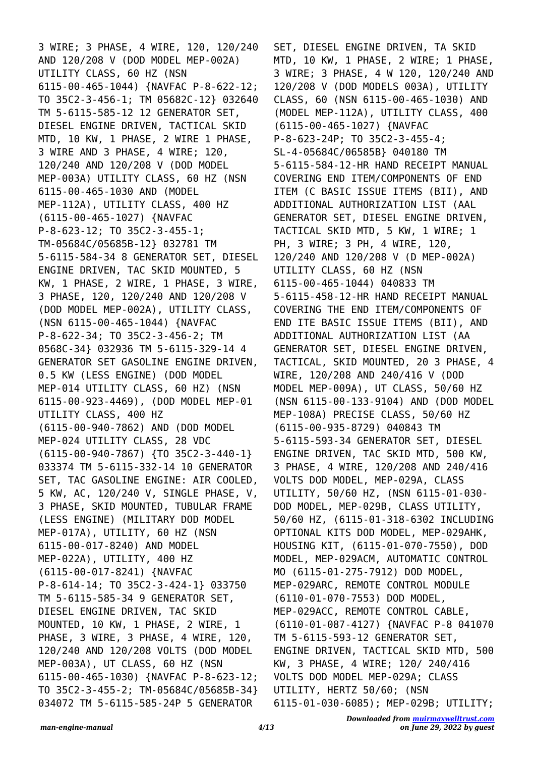3 WIRE; 3 PHASE, 4 WIRE, 120, 120/240 AND 120/208 V (DOD MODEL MEP-002A) UTILITY CLASS, 60 HZ (NSN 6115-00-465-1044) {NAVFAC P-8-622-12; TO 35C2-3-456-1; TM 05682C-12} 032640 TM 5-6115-585-12 12 GENERATOR SET, DIESEL ENGINE DRIVEN, TACTICAL SKID MTD, 10 KW, 1 PHASE, 2 WIRE 1 PHASE, 3 WIRE AND 3 PHASE, 4 WIRE; 120, 120/240 AND 120/208 V (DOD MODEL MEP-003A) UTILITY CLASS, 60 HZ (NSN 6115-00-465-1030 AND (MODEL MEP-112A), UTILITY CLASS, 400 HZ (6115-00-465-1027) {NAVFAC P-8-623-12; TO 35C2-3-455-1; TM-05684C/05685B-12} 032781 TM 5-6115-584-34 8 GENERATOR SET, DIESEL ENGINE DRIVEN, TAC SKID MOUNTED, 5 KW, 1 PHASE, 2 WIRE, 1 PHASE, 3 WIRE, 3 PHASE, 120, 120/240 AND 120/208 V (DOD MODEL MEP-002A), UTILITY CLASS, (NSN 6115-00-465-1044) {NAVFAC P-8-622-34; TO 35C2-3-456-2; TM 0568C-34} 032936 TM 5-6115-329-14 4 GENERATOR SET GASOLINE ENGINE DRIVEN, 0.5 KW (LESS ENGINE) (DOD MODEL MEP-014 UTILITY CLASS, 60 HZ) (NSN 6115-00-923-4469), (DOD MODEL MEP-01 UTILITY CLASS, 400 HZ (6115-00-940-7862) AND (DOD MODEL MEP-024 UTILITY CLASS, 28 VDC (6115-00-940-7867) {TO 35C2-3-440-1} 033374 TM 5-6115-332-14 10 GENERATOR SET, TAC GASOLINE ENGINE: AIR COOLED, 5 KW, AC, 120/240 V, SINGLE PHASE, V, 3 PHASE, SKID MOUNTED, TUBULAR FRAME (LESS ENGINE) (MILITARY DOD MODEL MEP-017A), UTILITY, 60 HZ (NSN 6115-00-017-8240) AND MODEL MEP-022A), UTILITY, 400 HZ (6115-00-017-8241) {NAVFAC P-8-614-14; TO 35C2-3-424-1} 033750 TM 5-6115-585-34 9 GENERATOR SET, DIESEL ENGINE DRIVEN, TAC SKID MOUNTED, 10 KW, 1 PHASE, 2 WIRE, 1 PHASE, 3 WIRE, 3 PHASE, 4 WIRE, 120, 120/240 AND 120/208 VOLTS (DOD MODEL MEP-003A), UT CLASS, 60 HZ (NSN 6115-00-465-1030) {NAVFAC P-8-623-12; TO 35C2-3-455-2; TM-05684C/05685B-34} 034072 TM 5-6115-585-24P 5 GENERATOR SET, DIESEL ENGINE DRIVEN, TA SKID MTD, 10 KW, 1 PHASE, 2 WIRE; 1 PHASE, 3 WIRE; 3 PHASE, 4 W 120, 120/240 AND 120/208 V (DOD MODELS 003A), UTILITY CLASS, 60 (NSN 6115-00-465-1030) AND (MODEL MEP-112A), UTILITY CLASS, 400 (6115-00-465-1027) {NAVFAC P-8-623-24P; TO 35C2-3-455-4; SL-4-05684C/06585B} 040180 TM 5-6115-584-12-HR HAND RECEIPT MANUAL COVERING END ITEM/COMPONENTS OF END ITEM (C BASIC ISSUE ITEMS (BII), AND ADDITIONAL AUTHORIZATION LIST (AAL GENERATOR SET, DIESEL ENGINE DRIVEN, TACTICAL SKID MTD, 5 KW, 1 WIRE; 1 PH, 3 WIRE; 3 PH, 4 WIRE, 120, 120/240 AND 120/208 V (D MEP-002A) UTILITY CLASS, 60 HZ (NSN 6115-00-465-1044) 040833 TM 5-6115-458-12-HR HAND RECEIPT MANUAL COVERING THE END ITEM/COMPONENTS OF END ITE BASIC ISSUE ITEMS (BII), AND ADDITIONAL AUTHORIZATION LIST (AA GENERATOR SET, DIESEL ENGINE DRIVEN, TACTICAL, SKID MOUNTED, 20 3 PHASE, 4 WIRE, 120/208 AND 240/416 V (DOD MODEL MEP-009A), UT CLASS, 50/60 HZ (NSN 6115-00-133-9104) AND (DOD MODEL MEP-108A) PRECISE CLASS, 50/60 HZ (6115-00-935-8729) 040843 TM 5-6115-593-34 GENERATOR SET, DIESEL ENGINE DRIVEN, TAC SKID MTD, 500 KW, 3 PHASE, 4 WIRE, 120/208 AND 240/416 VOLTS DOD MODEL, MEP-029A, CLASS UTILITY, 50/60 HZ, (NSN 6115-01-030- DOD MODEL, MEP-029B, CLASS UTILITY, 50/60 HZ, (6115-01-318-6302 INCLUDING OPTIONAL KITS DOD MODEL, MEP-029AHK, HOUSING KIT, (6115-01-070-7550), DOD MODEL, MEP-029ACM, AUTOMATIC CONTROL MO (6115-01-275-7912) DOD MODEL, MEP-029ARC, REMOTE CONTROL MODULE (6110-01-070-7553) DOD MODEL, MEP-029ACC, REMOTE CONTROL CABLE, (6110-01-087-4127) {NAVFAC P-8 041070 TM 5-6115-593-12 GENERATOR SET, ENGINE DRIVEN, TACTICAL SKID MTD, 500 KW, 3 PHASE, 4 WIRE; 120/ 240/416 VOLTS DOD MODEL MEP-029A; CLASS UTILITY, HERTZ 50/60; (NSN 6115-01-030-6085); MEP-029B; UTILITY;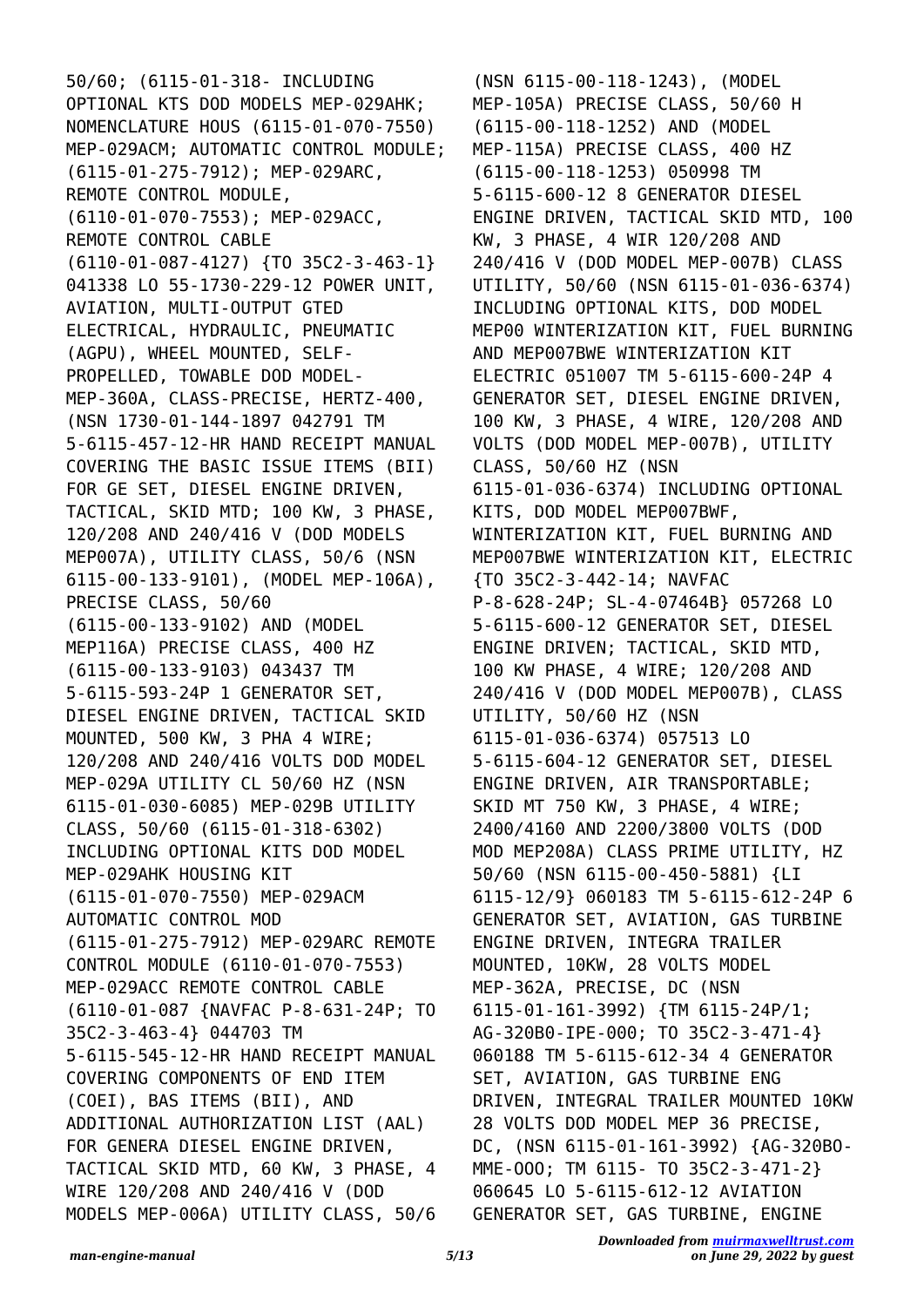50/60; (6115-01-318- INCLUDING OPTIONAL KTS DOD MODELS MEP-029AHK; NOMENCLATURE HOUS (6115-01-070-7550) MEP-029ACM; AUTOMATIC CONTROL MODULE; (6115-01-275-7912); MEP-029ARC, REMOTE CONTROL MODULE, (6110-01-070-7553); MEP-029ACC, REMOTE CONTROL CABLE (6110-01-087-4127) {TO 35C2-3-463-1} 041338 LO 55-1730-229-12 POWER UNIT, AVIATION, MULTI-OUTPUT GTED ELECTRICAL, HYDRAULIC, PNEUMATIC (AGPU), WHEEL MOUNTED, SELF-PROPELLED, TOWABLE DOD MODEL-MEP-360A, CLASS-PRECISE, HERTZ-400, (NSN 1730-01-144-1897 042791 TM 5-6115-457-12-HR HAND RECEIPT MANUAL COVERING THE BASIC ISSUE ITEMS (BII) FOR GE SET, DIESEL ENGINE DRIVEN, TACTICAL, SKID MTD; 100 KW, 3 PHASE, 120/208 AND 240/416 V (DOD MODELS MEP007A), UTILITY CLASS, 50/6 (NSN 6115-00-133-9101), (MODEL MEP-106A), PRECISE CLASS, 50/60 (6115-00-133-9102) AND (MODEL MEP116A) PRECISE CLASS, 400 HZ (6115-00-133-9103) 043437 TM 5-6115-593-24P 1 GENERATOR SET, DIESEL ENGINE DRIVEN, TACTICAL SKID MOUNTED, 500 KW, 3 PHA 4 WIRE; 120/208 AND 240/416 VOLTS DOD MODEL MEP-029A UTILITY CL 50/60 HZ (NSN 6115-01-030-6085) MEP-029B UTILITY CLASS, 50/60 (6115-01-318-6302) INCLUDING OPTIONAL KITS DOD MODEL MEP-029AHK HOUSING KIT (6115-01-070-7550) MEP-029ACM AUTOMATIC CONTROL MOD (6115-01-275-7912) MEP-029ARC REMOTE CONTROL MODULE (6110-01-070-7553) MEP-029ACC REMOTE CONTROL CABLE (6110-01-087 {NAVFAC P-8-631-24P; TO 35C2-3-463-4} 044703 TM 5-6115-545-12-HR HAND RECEIPT MANUAL COVERING COMPONENTS OF END ITEM (COEI), BAS ITEMS (BII), AND ADDITIONAL AUTHORIZATION LIST (AAL) FOR GENERA DIESEL ENGINE DRIVEN, TACTICAL SKID MTD, 60 KW, 3 PHASE, 4 WIRE 120/208 AND 240/416 V (DOD MODELS MEP-006A) UTILITY CLASS, 50/6 (NSN 6115-00-118-1243), (MODEL MEP-105A) PRECISE CLASS, 50/60 H (6115-00-118-1252) AND (MODEL MEP-115A) PRECISE CLASS, 400 HZ (6115-00-118-1253) 050998 TM 5-6115-600-12 8 GENERATOR DIESEL ENGINE DRIVEN, TACTICAL SKID MTD, 100 KW, 3 PHASE, 4 WIR 120/208 AND 240/416 V (DOD MODEL MEP-007B) CLASS UTILITY, 50/60 (NSN 6115-01-036-6374) INCLUDING OPTIONAL KITS, DOD MODEL MEP00 WINTERIZATION KIT, FUEL BURNING AND MEP007BWE WINTERIZATION KIT ELECTRIC 051007 TM 5-6115-600-24P 4 GENERATOR SET, DIESEL ENGINE DRIVEN, 100 KW, 3 PHASE, 4 WIRE, 120/208 AND VOLTS (DOD MODEL MEP-007B), UTILITY CLASS, 50/60 HZ (NSN 6115-01-036-6374) INCLUDING OPTIONAL KITS, DOD MODEL MEP007BWF, WINTERIZATION KIT, FUEL BURNING AND MEP007BWE WINTERIZATION KIT, ELECTRIC {TO 35C2-3-442-14; NAVFAC P-8-628-24P; SL-4-07464B} 057268 LO 5-6115-600-12 GENERATOR SET, DIESEL ENGINE DRIVEN; TACTICAL, SKID MTD, 100 KW PHASE, 4 WIRE; 120/208 AND 240/416 V (DOD MODEL MEP007B), CLASS UTILITY, 50/60 HZ (NSN 6115-01-036-6374) 057513 LO 5-6115-604-12 GENERATOR SET, DIESEL ENGINE DRIVEN, AIR TRANSPORTABLE; SKID MT 750 KW, 3 PHASE, 4 WIRE; 2400/4160 AND 2200/3800 VOLTS (DOD MOD MEP208A) CLASS PRIME UTILITY, HZ 50/60 (NSN 6115-00-450-5881) {LI 6115-12/9} 060183 TM 5-6115-612-24P 6 GENERATOR SET, AVIATION, GAS TURBINE ENGINE DRIVEN, INTEGRA TRAILER MOUNTED, 10KW, 28 VOLTS MODEL MEP-362A, PRECISE, DC (NSN 6115-01-161-3992) {TM 6115-24P/1; AG-320B0-IPE-000; TO 35C2-3-471-4} 060188 TM 5-6115-612-34 4 GENERATOR SET, AVIATION, GAS TURBINE ENG DRIVEN, INTEGRAL TRAILER MOUNTED 10KW 28 VOLTS DOD MODEL MEP 36 PRECISE, DC, (NSN 6115-01-161-3992) {AG-320BO-MME-OOO; TM 6115- TO 35C2-3-471-2} 060645 LO 5-6115-612-12 AVIATION GENERATOR SET, GAS TURBINE, ENGINE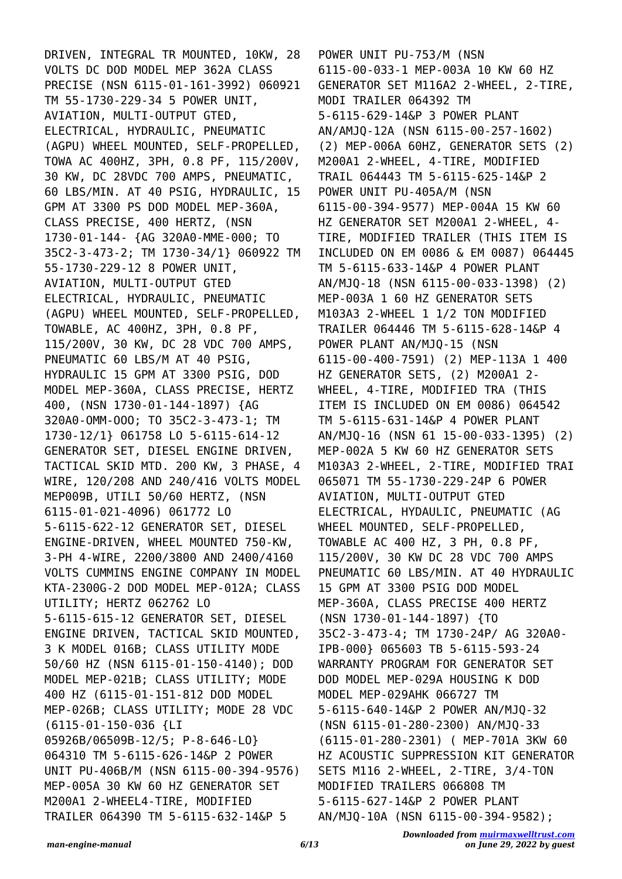DRIVEN, INTEGRAL TR MOUNTED, 10KW, 28 VOLTS DC DOD MODEL MEP 362A CLASS PRECISE (NSN 6115-01-161-3992) 060921 TM 55-1730-229-34 5 POWER UNIT, AVIATION, MULTI-OUTPUT GTED, ELECTRICAL, HYDRAULIC, PNEUMATIC (AGPU) WHEEL MOUNTED, SELF-PROPELLED, TOWA AC 400HZ, 3PH, 0.8 PF, 115/200V, 30 KW, DC 28VDC 700 AMPS, PNEUMATIC, 60 LBS/MIN. AT 40 PSIG, HYDRAULIC, 15 GPM AT 3300 PS DOD MODEL MEP-360A, CLASS PRECISE, 400 HERTZ, (NSN 1730-01-144- {AG 320A0-MME-000; TO 35C2-3-473-2; TM 1730-34/1} 060922 TM 55-1730-229-12 8 POWER UNIT, AVIATION, MULTI-OUTPUT GTED ELECTRICAL, HYDRAULIC, PNEUMATIC (AGPU) WHEEL MOUNTED, SELF-PROPELLED, TOWABLE, AC 400HZ, 3PH, 0.8 PF, 115/200V, 30 KW, DC 28 VDC 700 AMPS, PNEUMATIC 60 LBS/M AT 40 PSIG, HYDRAULIC 15 GPM AT 3300 PSIG, DOD MODEL MEP-360A, CLASS PRECISE, HERTZ 400, (NSN 1730-01-144-1897) {AG 320A0-OMM-OOO; TO 35C2-3-473-1; TM 1730-12/1} 061758 LO 5-6115-614-12 GENERATOR SET, DIESEL ENGINE DRIVEN, TACTICAL SKID MTD. 200 KW, 3 PHASE, 4 WIRE, 120/208 AND 240/416 VOLTS MODEL MEP009B, UTILI 50/60 HERTZ, (NSN 6115-01-021-4096) 061772 LO 5-6115-622-12 GENERATOR SET, DIESEL ENGINE-DRIVEN, WHEEL MOUNTED 750-KW, 3-PH 4-WIRE, 2200/3800 AND 2400/4160 VOLTS CUMMINS ENGINE COMPANY IN MODEL KTA-2300G-2 DOD MODEL MEP-012A; CLASS UTILITY; HERTZ 062762 LO 5-6115-615-12 GENERATOR SET, DIESEL ENGINE DRIVEN, TACTICAL SKID MOUNTED, 3 K MODEL 016B; CLASS UTILITY MODE 50/60 HZ (NSN 6115-01-150-4140); DOD MODEL MEP-021B; CLASS UTILITY; MODE 400 HZ (6115-01-151-812 DOD MODEL MEP-026B; CLASS UTILITY; MODE 28 VDC (6115-01-150-036 {LI 05926B/06509B-12/5; P-8-646-LO} 064310 TM 5-6115-626-14&P 2 POWER UNIT PU-406B/M (NSN 6115-00-394-9576) MEP-005A 30 KW 60 HZ GENERATOR SET M200A1 2-WHEEL4-TIRE, MODIFIED TRAILER 064390 TM 5-6115-632-14&P 5 POWER UNIT PU-753/M (NSN 6115-00-033-1 MEP-003A 10 KW 60 HZ GENERATOR SET M116A2 2-WHEEL, 2-TIRE, MODI TRAILER 064392 TM 5-6115-629-14&P 3 POWER PLANT AN/AMJQ-12A (NSN 6115-00-257-1602) (2) MEP-006A 60HZ, GENERATOR SETS (2) M200A1 2-WHEEL, 4-TIRE, MODIFIED TRAIL 064443 TM 5-6115-625-14&P 2 POWER UNIT PU-405A/M (NSN 6115-00-394-9577) MEP-004A 15 KW 60 HZ GENERATOR SET M200A1 2-WHEEL, 4-TIRE, MODIFIED TRAILER (THIS ITEM IS INCLUDED ON EM 0086 & EM 0087) 064445 TM 5-6115-633-14&P 4 POWER PLANT AN/MJQ-18 (NSN 6115-00-033-1398) (2) MEP-003A 1 60 HZ GENERATOR SETS M103A3 2-WHEEL 1 1/2 TON MODIFIED TRAILER 064446 TM 5-6115-628-14&P 4 POWER PLANT AN/MJQ-15 (NSN 6115-00-400-7591) (2) MEP-113A 1 400 HZ GENERATOR SETS, (2) M200A1 2-WHEEL, 4-TIRE, MODIFIED TRA (THIS ITEM IS INCLUDED ON EM 0086) 064542 TM 5-6115-631-14&P 4 POWER PLANT AN/MJQ-16 (NSN 61 15-00-033-1395) (2) MEP-002A 5 KW 60 HZ GENERATOR SETS M103A3 2-WHEEL, 2-TIRE, MODIFIED TRAI 065071 TM 55-1730-229-24P 6 POWER AVIATION, MULTI-OUTPUT GTED ELECTRICAL, HYDAULIC, PNEUMATIC (AG WHEEL MOUNTED, SELF-PROPELLED, TOWABLE AC 400 HZ, 3 PH, 0.8 PF, 115/200V, 30 KW DC 28 VDC 700 AMPS PNEUMATIC 60 LBS/MIN. AT 40 HYDRAULIC 15 GPM AT 3300 PSIG DOD MODEL MEP-360A, CLASS PRECISE 400 HERTZ (NSN 1730-01-144-1897) {TO 35C2-3-473-4; TM 1730-24P/ AG 320A0-IPB-000} 065603 TB 5-6115-593-24 WARRANTY PROGRAM FOR GENERATOR SET DOD MODEL MEP-029A HOUSING K DOD MODEL MEP-029AHK 066727 TM 5-6115-640-14&P 2 POWER AN/MJQ-32 (NSN 6115-01-280-2300) AN/MJQ-33 (6115-01-280-2301) ( MEP-701A 3KW 60 HZ ACOUSTIC SUPPRESSION KIT GENERATOR SETS M116 2-WHEEL, 2-TIRE, 3/4-TON MODIFIED TRAILERS 066808 TM 5-6115-627-14&P 2 POWER PLANT AN/MJQ-10A (NSN 6115-00-394-9582);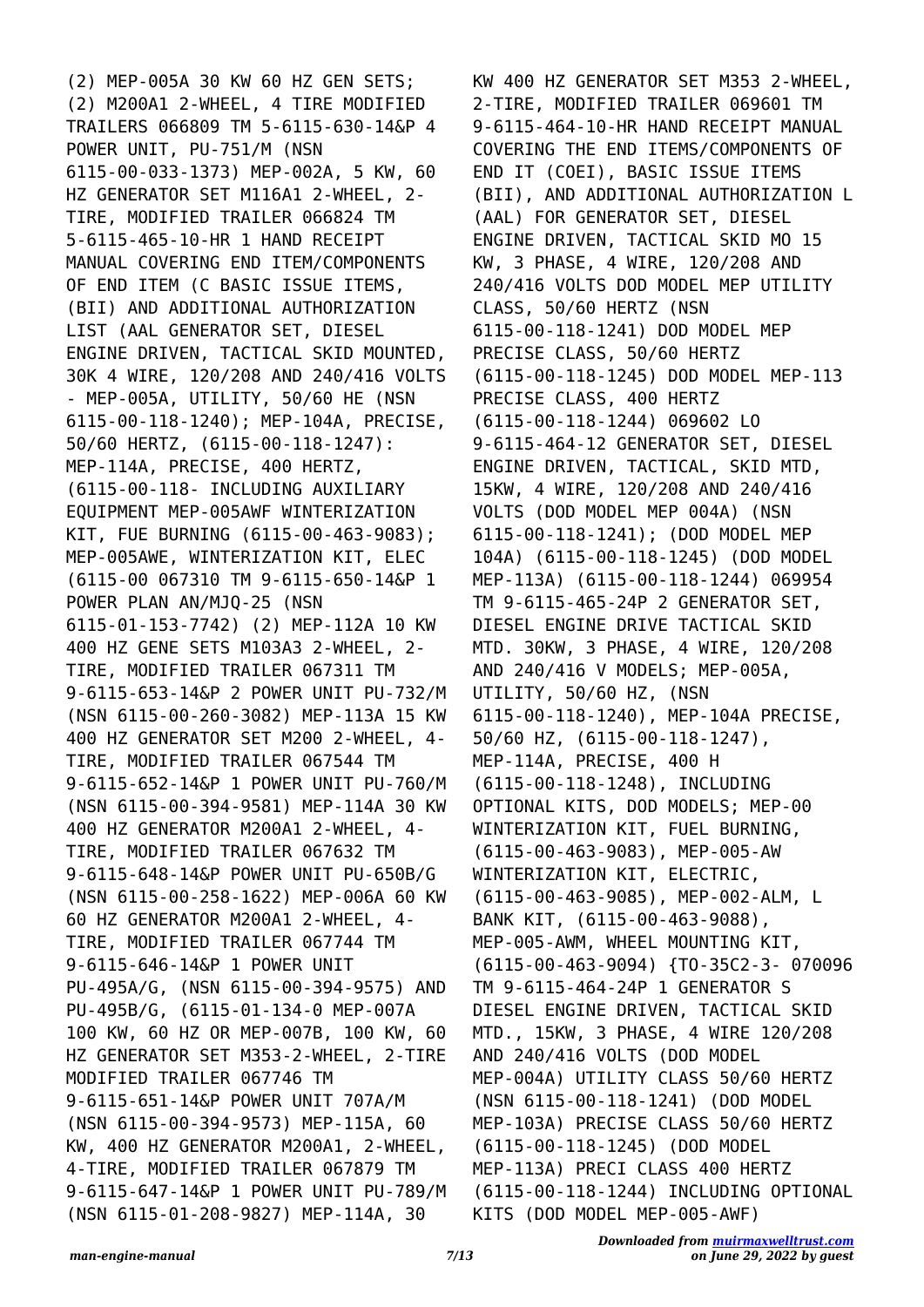(2) MEP-005A 30 KW 60 HZ GEN SETS; (2) M200A1 2-WHEEL, 4 TIRE MODIFIED TRAILERS 066809 TM 5-6115-630-14&P 4 POWER UNIT, PU-751/M (NSN 6115-00-033-1373) MEP-002A, 5 KW, 60 HZ GENERATOR SET M116A1 2-WHEEL, 2-TIRE, MODIFIED TRAILER 066824 TM 5-6115-465-10-HR 1 HAND RECEIPT MANUAL COVERING END ITEM/COMPONENTS OF END ITEM (C BASIC ISSUE ITEMS, (BII) AND ADDITIONAL AUTHORIZATION LIST (AAL GENERATOR SET, DIESEL ENGINE DRIVEN, TACTICAL SKID MOUNTED, 30K 4 WIRE, 120/208 AND 240/416 VOLTS - MEP-005A, UTILITY, 50/60 HE (NSN 6115-00-118-1240); MEP-104A, PRECISE, 50/60 HERTZ, (6115-00-118-1247): MEP-114A, PRECISE, 400 HERTZ, (6115-00-118- INCLUDING AUXILIARY EQUIPMENT MEP-005AWF WINTERIZATION KIT, FUE BURNING (6115-00-463-9083); MEP-005AWE, WINTERIZATION KIT, ELEC (6115-00 067310 TM 9-6115-650-14&P 1 POWER PLAN AN/MJQ-25 (NSN 6115-01-153-7742) (2) MEP-112A 10 KW 400 HZ GENE SETS M103A3 2-WHEEL, 2-TIRE, MODIFIED TRAILER 067311 TM 9-6115-653-14&P 2 POWER UNIT PU-732/M (NSN 6115-00-260-3082) MEP-113A 15 KW 400 HZ GENERATOR SET M200 2-WHEEL, 4-TIRE, MODIFIED TRAILER 067544 TM 9-6115-652-14&P 1 POWER UNIT PU-760/M (NSN 6115-00-394-9581) MEP-114A 30 KW 400 HZ GENERATOR M200A1 2-WHEEL, 4-TIRE, MODIFIED TRAILER 067632 TM 9-6115-648-14&P POWER UNIT PU-650B/G (NSN 6115-00-258-1622) MEP-006A 60 KW 60 HZ GENERATOR M200A1 2-WHEEL, 4-TIRE, MODIFIED TRAILER 067744 TM 9-6115-646-14&P 1 POWER UNIT PU-495A/G, (NSN 6115-00-394-9575) AND PU-495B/G, (6115-01-134-0 MEP-007A 100 KW, 60 HZ OR MEP-007B, 100 KW, 60 HZ GENERATOR SET M353-2-WHEEL, 2-TIRE MODIFIED TRAILER 067746 TM 9-6115-651-14&P POWER UNIT 707A/M (NSN 6115-00-394-9573) MEP-115A, 60 KW, 400 HZ GENERATOR M200A1, 2-WHEEL, 4-TIRE, MODIFIED TRAILER 067879 TM 9-6115-647-14&P 1 POWER UNIT PU-789/M (NSN 6115-01-208-9827) MEP-114A, 30 KW 400 HZ GENERATOR SET M353 2-WHEEL, 2-TIRE, MODIFIED TRAILER 069601 TM 9-6115-464-10-HR HAND RECEIPT MANUAL COVERING THE END ITEMS/COMPONENTS OF END IT (COEI), BASIC ISSUE ITEMS (BII), AND ADDITIONAL AUTHORIZATION L (AAL) FOR GENERATOR SET, DIESEL ENGINE DRIVEN, TACTICAL SKID MO 15 KW, 3 PHASE, 4 WIRE, 120/208 AND 240/416 VOLTS DOD MODEL MEP UTILITY CLASS, 50/60 HERTZ (NSN 6115-00-118-1241) DOD MODEL MEP PRECISE CLASS, 50/60 HERTZ (6115-00-118-1245) DOD MODEL MEP-113 PRECISE CLASS, 400 HERTZ (6115-00-118-1244) 069602 LO 9-6115-464-12 GENERATOR SET, DIESEL ENGINE DRIVEN, TACTICAL, SKID MTD, 15KW, 4 WIRE, 120/208 AND 240/416 VOLTS (DOD MODEL MEP 004A) (NSN 6115-00-118-1241); (DOD MODEL MEP 104A) (6115-00-118-1245) (DOD MODEL MEP-113A) (6115-00-118-1244) 069954 TM 9-6115-465-24P 2 GENERATOR SET, DIESEL ENGINE DRIVE TACTICAL SKID MTD. 30KW, 3 PHASE, 4 WIRE, 120/208 AND 240/416 V MODELS; MEP-005A, UTILITY, 50/60 HZ, (NSN 6115-00-118-1240), MEP-104A PRECISE, 50/60 HZ, (6115-00-118-1247), MEP-114A, PRECISE, 400 H (6115-00-118-1248), INCLUDING OPTIONAL KITS, DOD MODELS; MEP-00 WINTERIZATION KIT, FUEL BURNING, (6115-00-463-9083), MEP-005-AW WINTERIZATION KIT, ELECTRIC, (6115-00-463-9085), MEP-002-ALM, L BANK KIT, (6115-00-463-9088), MEP-005-AWM, WHEEL MOUNTING KIT, (6115-00-463-9094) {TO-35C2-3- 070096 TM 9-6115-464-24P 1 GENERATOR S DIESEL ENGINE DRIVEN, TACTICAL SKID MTD., 15KW, 3 PHASE, 4 WIRE 120/208 AND 240/416 VOLTS (DOD MODEL MEP-004A) UTILITY CLASS 50/60 HERTZ (NSN 6115-00-118-1241) (DOD MODEL MEP-103A) PRECISE CLASS 50/60 HERTZ (6115-00-118-1245) (DOD MODEL MEP-113A) PRECI CLASS 400 HERTZ (6115-00-118-1244) INCLUDING OPTIONAL KITS (DOD MODEL MEP-005-AWF)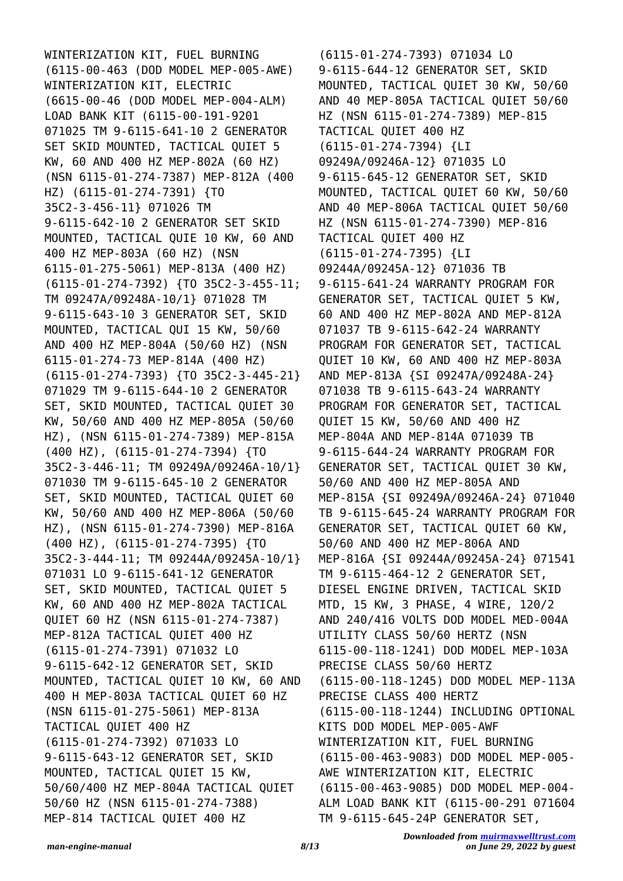WINTERIZATION KIT, FUEL BURNING (6115-00-463 (DOD MODEL MEP-005-AWE) WINTERIZATION KIT, ELECTRIC (6615-00-46 (DOD MODEL MEP-004-ALM) LOAD BANK KIT (6115-00-191-9201 071025 TM 9-6115-641-10 2 GENERATOR SET SKID MOUNTED, TACTICAL QUIET 5 KW, 60 AND 400 HZ MEP-802A (60 HZ) (NSN 6115-01-274-7387) MEP-812A (400 HZ) (6115-01-274-7391) {TO 35C2-3-456-11} 071026 TM 9-6115-642-10 2 GENERATOR SET SKID MOUNTED, TACTICAL QUIE 10 KW, 60 AND 400 HZ MEP-803A (60 HZ) (NSN 6115-01-275-5061) MEP-813A (400 HZ) (6115-01-274-7392) {TO 35C2-3-455-11; TM 09247A/09248A-10/1} 071028 TM 9-6115-643-10 3 GENERATOR SET, SKID MOUNTED, TACTICAL QUI 15 KW, 50/60 AND 400 HZ MEP-804A (50/60 HZ) (NSN 6115-01-274-73 MEP-814A (400 HZ) (6115-01-274-7393) {TO 35C2-3-445-21} 071029 TM 9-6115-644-10 2 GENERATOR SET, SKID MOUNTED, TACTICAL QUIET 30 KW, 50/60 AND 400 HZ MEP-805A (50/60 HZ), (NSN 6115-01-274-7389) MEP-815A (400 HZ), (6115-01-274-7394) {TO 35C2-3-446-11; TM 09249A/09246A-10/1} 071030 TM 9-6115-645-10 2 GENERATOR SET, SKID MOUNTED, TACTICAL QUIET 60 KW, 50/60 AND 400 HZ MEP-806A (50/60 HZ), (NSN 6115-01-274-7390) MEP-816A (400 HZ), (6115-01-274-7395) {TO 35C2-3-444-11; TM 09244A/09245A-10/1} 071031 LO 9-6115-641-12 GENERATOR SET, SKID MOUNTED, TACTICAL QUIET 5 KW, 60 AND 400 HZ MEP-802A TACTICAL QUIET 60 HZ (NSN 6115-01-274-7387) MEP-812A TACTICAL QUIET 400 HZ (6115-01-274-7391) 071032 LO 9-6115-642-12 GENERATOR SET, SKID MOUNTED, TACTICAL QUIET 10 KW, 60 AND 400 H MEP-803A TACTICAL QUIET 60 HZ (NSN 6115-01-275-5061) MEP-813A TACTICAL QUIET 400 HZ (6115-01-274-7392) 071033 LO 9-6115-643-12 GENERATOR SET, SKID MOUNTED, TACTICAL QUIET 15 KW, 50/60/400 HZ MEP-804A TACTICAL QUIET 50/60 HZ (NSN 6115-01-274-7388) MEP-814 TACTICAL QUIET 400 HZ (6115-01-274-7393) 071034 LO 9-6115-644-12 GENERATOR SET, SKID MOUNTED, TACTICAL QUIET 30 KW, 50/60 AND 40 MEP-805A TACTICAL QUIET 50/60 HZ (NSN 6115-01-274-7389) MEP-815 TACTICAL QUIET 400 HZ (6115-01-274-7394) {LI 09249A/09246A-12} 071035 LO 9-6115-645-12 GENERATOR SET, SKID MOUNTED, TACTICAL QUIET 60 KW, 50/60 AND 40 MEP-806A TACTICAL QUIET 50/60 HZ (NSN 6115-01-274-7390) MEP-816 TACTICAL QUIET 400 HZ (6115-01-274-7395) {LI 09244A/09245A-12} 071036 TB 9-6115-641-24 WARRANTY PROGRAM FOR GENERATOR SET, TACTICAL QUIET 5 KW, 60 AND 400 HZ MEP-802A AND MEP-812A 071037 TB 9-6115-642-24 WARRANTY PROGRAM FOR GENERATOR SET, TACTICAL QUIET 10 KW, 60 AND 400 HZ MEP-803A AND MEP-813A {SI 09247A/09248A-24} 071038 TB 9-6115-643-24 WARRANTY PROGRAM FOR GENERATOR SET, TACTICAL QUIET 15 KW, 50/60 AND 400 HZ MEP-804A AND MEP-814A 071039 TB 9-6115-644-24 WARRANTY PROGRAM FOR GENERATOR SET, TACTICAL QUIET 30 KW, 50/60 AND 400 HZ MEP-805A AND MEP-815A {SI 09249A/09246A-24} 071040 TB 9-6115-645-24 WARRANTY PROGRAM FOR GENERATOR SET, TACTICAL QUIET 60 KW, 50/60 AND 400 HZ MEP-806A AND MEP-816A {SI 09244A/09245A-24} 071541 TM 9-6115-464-12 2 GENERATOR SET, DIESEL ENGINE DRIVEN, TACTICAL SKID MTD, 15 KW, 3 PHASE, 4 WIRE, 120/2 AND 240/416 VOLTS DOD MODEL MED-004A UTILITY CLASS 50/60 HERTZ (NSN 6115-00-118-1241) DOD MODEL MEP-103A PRECISE CLASS 50/60 HERTZ (6115-00-118-1245) DOD MODEL MEP-113A PRECISE CLASS 400 HERTZ (6115-00-118-1244) INCLUDING OPTIONAL KITS DOD MODEL MEP-005-AWF WINTERIZATION KIT, FUEL BURNING (6115-00-463-9083) DOD MODEL MEP-005-AWE WINTERIZATION KIT, ELECTRIC (6115-00-463-9085) DOD MODEL MEP-004-ALM LOAD BANK KIT (6115-00-291 071604 TM 9-6115-645-24P GENERATOR SET,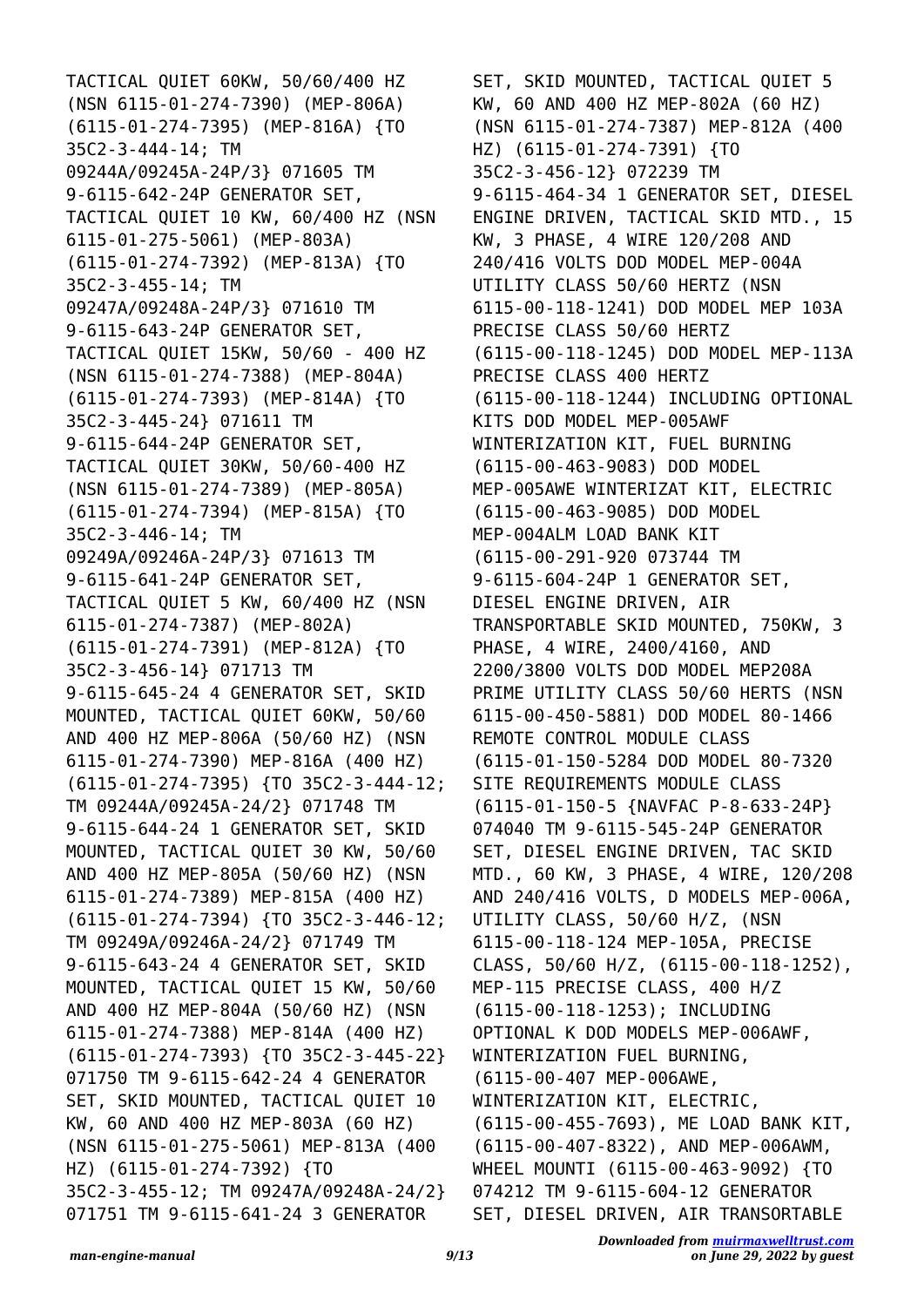TACTICAL QUIET 60KW, 50/60/400 HZ (NSN 6115-01-274-7390) (MEP-806A) (6115-01-274-7395) (MEP-816A) {TO 35C2-3-444-14; TM 09244A/09245A-24P/3} 071605 TM 9-6115-642-24P GENERATOR SET, TACTICAL QUIET 10 KW, 60/400 HZ (NSN 6115-01-275-5061) (MEP-803A) (6115-01-274-7392) (MEP-813A) {TO 35C2-3-455-14; TM 09247A/09248A-24P/3} 071610 TM 9-6115-643-24P GENERATOR SET, TACTICAL QUIET 15KW, 50/60 - 400 HZ (NSN 6115-01-274-7388) (MEP-804A) (6115-01-274-7393) (MEP-814A) {TO 35C2-3-445-24} 071611 TM 9-6115-644-24P GENERATOR SET, TACTICAL QUIET 30KW, 50/60-400 HZ (NSN 6115-01-274-7389) (MEP-805A) (6115-01-274-7394) (MEP-815A) {TO 35C2-3-446-14; TM 09249A/09246A-24P/3} 071613 TM 9-6115-641-24P GENERATOR SET, TACTICAL QUIET 5 KW, 60/400 HZ (NSN 6115-01-274-7387) (MEP-802A) (6115-01-274-7391) (MEP-812A) {TO 35C2-3-456-14} 071713 TM 9-6115-645-24 4 GENERATOR SET, SKID MOUNTED, TACTICAL QUIET 60KW, 50/60 AND 400 HZ MEP-806A (50/60 HZ) (NSN 6115-01-274-7390) MEP-816A (400 HZ) (6115-01-274-7395) {TO 35C2-3-444-12; TM 09244A/09245A-24/2} 071748 TM 9-6115-644-24 1 GENERATOR SET, SKID MOUNTED, TACTICAL QUIET 30 KW, 50/60 AND 400 HZ MEP-805A (50/60 HZ) (NSN 6115-01-274-7389) MEP-815A (400 HZ) (6115-01-274-7394) {TO 35C2-3-446-12; TM 09249A/09246A-24/2} 071749 TM 9-6115-643-24 4 GENERATOR SET, SKID MOUNTED, TACTICAL QUIET 15 KW, 50/60 AND 400 HZ MEP-804A (50/60 HZ) (NSN 6115-01-274-7388) MEP-814A (400 HZ) (6115-01-274-7393) {TO 35C2-3-445-22} 071750 TM 9-6115-642-24 4 GENERATOR SET, SKID MOUNTED, TACTICAL QUIET 10 KW, 60 AND 400 HZ MEP-803A (60 HZ) (NSN 6115-01-275-5061) MEP-813A (400 HZ) (6115-01-274-7392) {TO 35C2-3-455-12; TM 09247A/09248A-24/2} 071751 TM 9-6115-641-24 3 GENERATOR SET, SKID MOUNTED, TACTICAL QUIET 5 KW, 60 AND 400 HZ MEP-802A (60 HZ) (NSN 6115-01-274-7387) MEP-812A (400 HZ) (6115-01-274-7391) {TO 35C2-3-456-12} 072239 TM 9-6115-464-34 1 GENERATOR SET, DIESEL ENGINE DRIVEN, TACTICAL SKID MTD., 15 KW, 3 PHASE, 4 WIRE 120/208 AND 240/416 VOLTS DOD MODEL MEP-004A UTILITY CLASS 50/60 HERTZ (NSN 6115-00-118-1241) DOD MODEL MEP 103A PRECISE CLASS 50/60 HERTZ (6115-00-118-1245) DOD MODEL MEP-113A PRECISE CLASS 400 HERTZ (6115-00-118-1244) INCLUDING OPTIONAL KITS DOD MODEL MEP-005AWF WINTERIZATION KIT, FUEL BURNING (6115-00-463-9083) DOD MODEL MEP-005AWE WINTERIZAT KIT, ELECTRIC (6115-00-463-9085) DOD MODEL MEP-004ALM LOAD BANK KIT (6115-00-291-920 073744 TM 9-6115-604-24P 1 GENERATOR SET, DIESEL ENGINE DRIVEN, AIR TRANSPORTABLE SKID MOUNTED, 750KW, 3 PHASE, 4 WIRE, 2400/4160, AND 2200/3800 VOLTS DOD MODEL MEP208A PRIME UTILITY CLASS 50/60 HERTS (NSN 6115-00-450-5881) DOD MODEL 80-1466 REMOTE CONTROL MODULE CLASS (6115-01-150-5284 DOD MODEL 80-7320 SITE REQUIREMENTS MODULE CLASS (6115-01-150-5 {NAVFAC P-8-633-24P} 074040 TM 9-6115-545-24P GENERATOR SET, DIESEL ENGINE DRIVEN, TAC SKID MTD., 60 KW, 3 PHASE, 4 WIRE, 120/208 AND 240/416 VOLTS, D MODELS MEP-006A, UTILITY CLASS, 50/60 H/Z, (NSN 6115-00-118-124 MEP-105A, PRECISE CLASS, 50/60 H/Z, (6115-00-118-1252), MEP-115 PRECISE CLASS, 400 H/Z (6115-00-118-1253); INCLUDING OPTIONAL K DOD MODELS MEP-006AWF, WINTERIZATION FUEL BURNING, (6115-00-407 MEP-006AWE, WINTERIZATION KIT, ELECTRIC, (6115-00-455-7693), ME LOAD BANK KIT, (6115-00-407-8322), AND MEP-006AWM, WHEEL MOUNTI (6115-00-463-9092) {TO 074212 TM 9-6115-604-12 GENERATOR SET, DIESEL DRIVEN, AIR TRANSORTABLE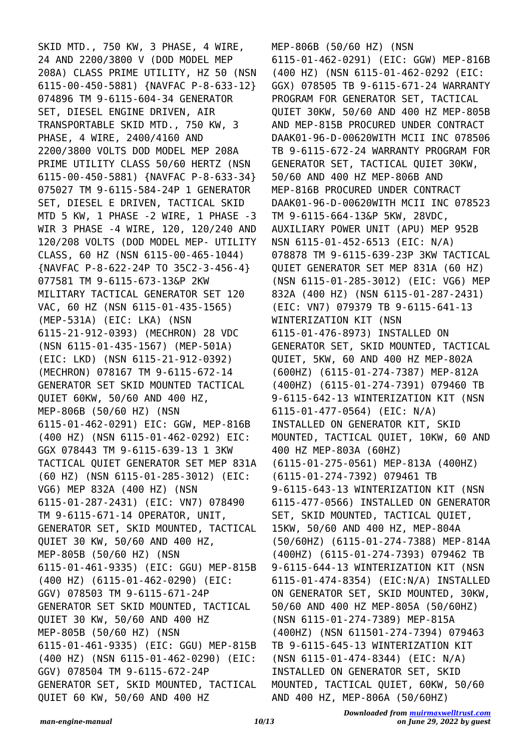SKID MTD., 750 KW, 3 PHASE, 4 WIRE, 24 AND 2200/3800 V (DOD MODEL MEP 208A) CLASS PRIME UTILITY, HZ 50 (NSN 6115-00-450-5881) {NAVFAC P-8-633-12} 074896 TM 9-6115-604-34 GENERATOR SET, DIESEL ENGINE DRIVEN, AIR TRANSPORTABLE SKID MTD., 750 KW, 3 PHASE, 4 WIRE, 2400/4160 AND 2200/3800 VOLTS DOD MODEL MEP 208A PRIME UTILITY CLASS 50/60 HERTZ (NSN 6115-00-450-5881) {NAVFAC P-8-633-34} 075027 TM 9-6115-584-24P 1 GENERATOR SET, DIESEL E DRIVEN, TACTICAL SKID MTD 5 KW, 1 PHASE -2 WIRE, 1 PHASE -3 WIR 3 PHASE -4 WIRE, 120, 120/240 AND 120/208 VOLTS (DOD MODEL MEP- UTILITY CLASS, 60 HZ (NSN 6115-00-465-1044) {NAVFAC P-8-622-24P TO 35C2-3-456-4} 077581 TM 9-6115-673-13&P 2KW MILITARY TACTICAL GENERATOR SET 120 VAC, 60 HZ (NSN 6115-01-435-1565) (MEP-531A) (EIC: LKA) (NSN 6115-21-912-0393) (MECHRON) 28 VDC (NSN 6115-01-435-1567) (MEP-501A) (EIC: LKD) (NSN 6115-21-912-0392) (MECHRON) 078167 TM 9-6115-672-14 GENERATOR SET SKID MOUNTED TACTICAL QUIET 60KW, 50/60 AND 400 HZ, MEP-806B (50/60 HZ) (NSN 6115-01-462-0291) EIC: GGW, MEP-816B (400 HZ) (NSN 6115-01-462-0292) EIC: GGX 078443 TM 9-6115-639-13 1 3KW TACTICAL QUIET GENERATOR SET MEP 831A (60 HZ) (NSN 6115-01-285-3012) (EIC: VG6) MEP 832A (400 HZ) (NSN 6115-01-287-2431) (EIC: VN7) 078490 TM 9-6115-671-14 OPERATOR, UNIT, GENERATOR SET, SKID MOUNTED, TACTICAL QUIET 30 KW, 50/60 AND 400 HZ, MEP-805B (50/60 HZ) (NSN 6115-01-461-9335) (EIC: GGU) MEP-815B (400 HZ) (6115-01-462-0290) (EIC: GGV) 078503 TM 9-6115-671-24P GENERATOR SET SKID MOUNTED, TACTICAL QUIET 30 KW, 50/60 AND 400 HZ MEP-805B (50/60 HZ) (NSN 6115-01-461-9335) (EIC: GGU) MEP-815B (400 HZ) (NSN 6115-01-462-0290) (EIC: GGV) 078504 TM 9-6115-672-24P GENERATOR SET, SKID MOUNTED, TACTICAL QUIET 60 KW, 50/60 AND 400 HZ MEP-806B (50/60 HZ) (NSN 6115-01-462-0291) (EIC: GGW) MEP-816B (400 HZ) (NSN 6115-01-462-0292 (EIC: GGX) 078505 TB 9-6115-671-24 WARRANTY PROGRAM FOR GENERATOR SET, TACTICAL QUIET 30KW, 50/60 AND 400 HZ MEP-805B AND MEP-815B PROCURED UNDER CONTRACT DAAK01-96-D-00620WITH MCII INC 078506 TB 9-6115-672-24 WARRANTY PROGRAM FOR GENERATOR SET, TACTICAL QUIET 30KW, 50/60 AND 400 HZ MEP-806B AND MEP-816B PROCURED UNDER CONTRACT DAAK01-96-D-00620WITH MCII INC 078523 TM 9-6115-664-13&P 5KW, 28VDC, AUXILIARY POWER UNIT (APU) MEP 952B NSN 6115-01-452-6513 (EIC: N/A) 078878 TM 9-6115-639-23P 3KW TACTICAL QUIET GENERATOR SET MEP 831A (60 HZ) (NSN 6115-01-285-3012) (EIC: VG6) MEP 832A (400 HZ) (NSN 6115-01-287-2431) (EIC: VN7) 079379 TB 9-6115-641-13 WINTERIZATION KIT (NSN 6115-01-476-8973) INSTALLED ON GENERATOR SET, SKID MOUNTED, TACTICAL QUIET, 5KW, 60 AND 400 HZ MEP-802A (600HZ) (6115-01-274-7387) MEP-812A (400HZ) (6115-01-274-7391) 079460 TB 9-6115-642-13 WINTERIZATION KIT (NSN 6115-01-477-0564) (EIC: N/A) INSTALLED ON GENERATOR KIT, SKID MOUNTED, TACTICAL QUIET, 10KW, 60 AND 400 HZ MEP-803A (60HZ) (6115-01-275-0561) MEP-813A (400HZ) (6115-01-274-7392) 079461 TB 9-6115-643-13 WINTERIZATION KIT (NSN 6115-477-0566) INSTALLED ON GENERATOR SET, SKID MOUNTED, TACTICAL QUIET, 15KW, 50/60 AND 400 HZ, MEP-804A (50/60HZ) (6115-01-274-7388) MEP-814A (400HZ) (6115-01-274-7393) 079462 TB 9-6115-644-13 WINTERIZATION KIT (NSN 6115-01-474-8354) (EIC:N/A) INSTALLED ON GENERATOR SET, SKID MOUNTED, 30KW, 50/60 AND 400 HZ MEP-805A (50/60HZ) (NSN 6115-01-274-7389) MEP-815A (400HZ) (NSN 611501-274-7394) 079463 TB 9-6115-645-13 WINTERIZATION KIT (NSN 6115-01-474-8344) (EIC: N/A) INSTALLED ON GENERATOR SET, SKID MOUNTED, TACTICAL QUIET, 60KW, 50/60 AND 400 HZ, MEP-806A (50/60HZ)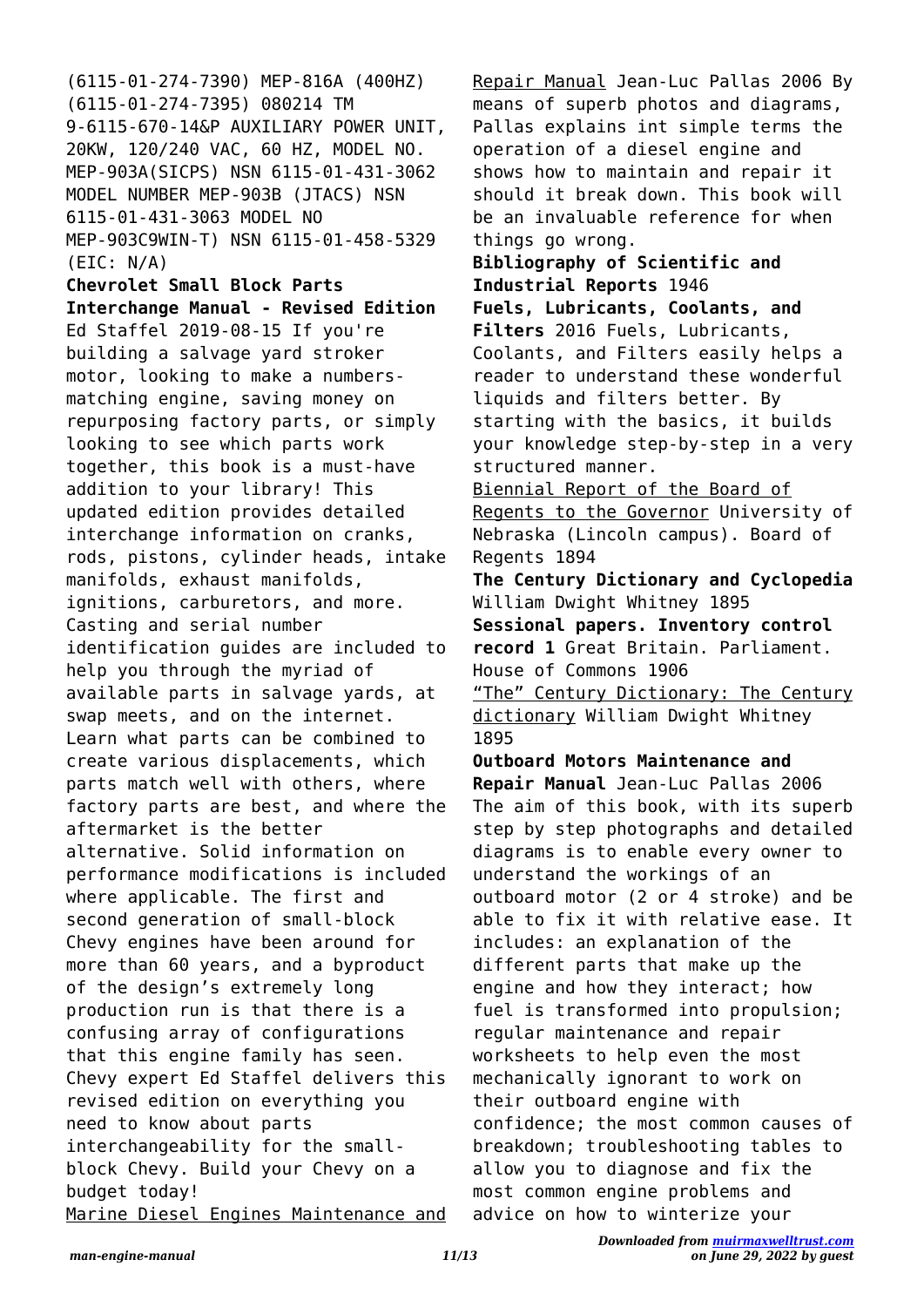(6115-01-274-7390) MEP-816A (400HZ) (6115-01-274-7395) 080214 TM 9-6115-670-14&P AUXILIARY POWER UNIT, 20KW, 120/240 VAC, 60 HZ, MODEL NO. MEP-903A(SICPS) NSN 6115-01-431-3062 MODEL NUMBER MEP-903B (JTACS) NSN 6115-01-431-3063 MODEL NO MEP-903C9WIN-T) NSN 6115-01-458-5329 (EIC: N/A)

**Chevrolet Small Block Parts Interchange Manual - Revised Edition** Ed Staffel 2019-08-15 If you're building a salvage yard stroker motor, looking to make a numbers-matching engine, saving money on repurposing factory parts, or simply looking to see which parts work together, this book is a must-have addition to your library! This updated edition provides detailed interchange information on cranks, rods, pistons, cylinder heads, intake manifolds, exhaust manifolds, ignitions, carburetors, and more. Casting and serial number identification guides are included to help you through the myriad of available parts in salvage yards, at swap meets, and on the internet. Learn what parts can be combined to create various displacements, which parts match well with others, where factory parts are best, and where the aftermarket is the better alternative. Solid information on performance modifications is included where applicable. The first and second generation of small-block Chevy engines have been around for more than 60 years, and a byproduct of the design's extremely long production run is that there is a confusing array of configurations that this engine family has seen. Chevy expert Ed Staffel delivers this revised edition on everything you need to know about parts interchangeability for the small-block Chevy. Build your Chevy on a budget today!

Marine Diesel Engines Maintenance and Repair Manual Jean-Luc Pallas 2006 By means of superb photos and diagrams, Pallas explains int simple terms the operation of a diesel engine and shows how to maintain and repair it should it break down. This book will be an invaluable reference for when things go wrong.

**Bibliography of Scientific and Industrial Reports** 1946

**Fuels, Lubricants, Coolants, and Filters** 2016 Fuels, Lubricants, Coolants, and Filters easily helps a reader to understand these wonderful liquids and filters better. By starting with the basics, it builds your knowledge step-by-step in a very structured manner.

Biennial Report of the Board of Regents to the Governor University of Nebraska (Lincoln campus). Board of Regents 1894

**The Century Dictionary and Cyclopedia** William Dwight Whitney 1895

**Sessional papers. Inventory control record 1** Great Britain. Parliament. House of Commons 1906

"The" Century Dictionary: The Century dictionary William Dwight Whitney 1895

**Outboard Motors Maintenance and Repair Manual** Jean-Luc Pallas 2006 The aim of this book, with its superb step by step photographs and detailed diagrams is to enable every owner to understand the workings of an outboard motor (2 or 4 stroke) and be able to fix it with relative ease. It includes: an explanation of the different parts that make up the engine and how they interact; how fuel is transformed into propulsion; regular maintenance and repair worksheets to help even the most mechanically ignorant to work on their outboard engine with confidence; the most common causes of breakdown; troubleshooting tables to allow you to diagnose and fix the most common engine problems and advice on how to winterize your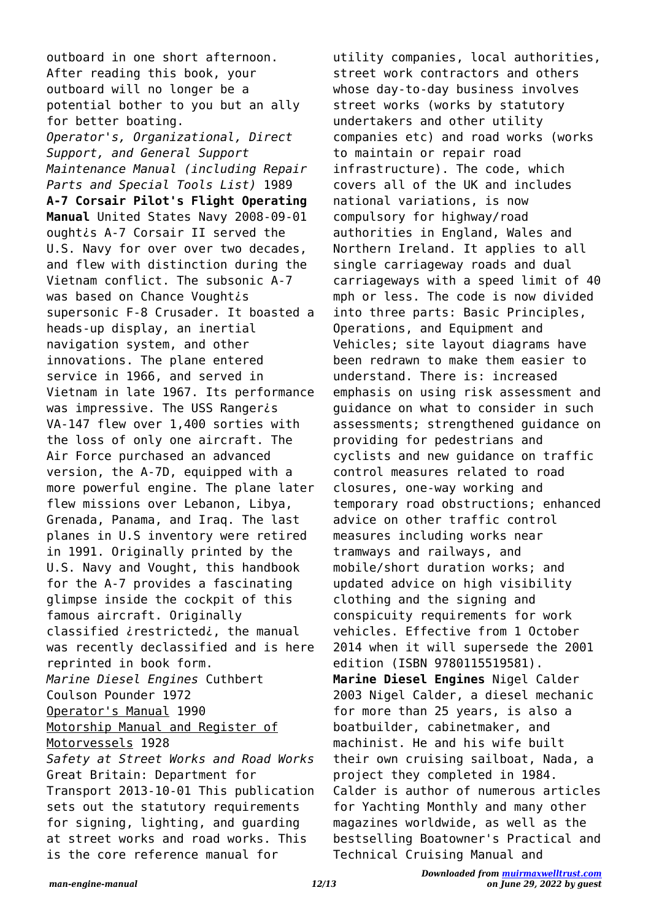outboard in one short afternoon. After reading this book, your outboard will no longer be a potential bother to you but an ally for better boating.

*Operator's, Organizational, Direct Support, and General Support Maintenance Manual (including Repair Parts and Special Tools List)* 1989

**A-7 Corsair Pilot's Flight Operating Manual** United States Navy 2008-09-01 ought¿s A-7 Corsair II served the U.S. Navy for over over two decades, and flew with distinction during the Vietnam conflict. The subsonic A-7 was based on Chance Vought¿s supersonic F-8 Crusader. It boasted a heads-up display, an inertial navigation system, and other innovations. The plane entered service in 1966, and served in Vietnam in late 1967. Its performance was impressive. The USS Ranger¿s VA-147 flew over 1,400 sorties with the loss of only one aircraft. The Air Force purchased an advanced version, the A-7D, equipped with a more powerful engine. The plane later flew missions over Lebanon, Libya, Grenada, Panama, and Iraq. The last planes in U.S inventory were retired in 1991. Originally printed by the U.S. Navy and Vought, this handbook for the A-7 provides a fascinating glimpse inside the cockpit of this famous aircraft. Originally classified ¿restricted¿, the manual was recently declassified and is here reprinted in book form.

*Marine Diesel Engines* Cuthbert Coulson Pounder 1972

Operator's Manual 1990

Motorship Manual and Register of Motorvessels 1928

*Safety at Street Works and Road Works* Great Britain: Department for Transport 2013-10-01 This publication sets out the statutory requirements for signing, lighting, and guarding at street works and road works. This is the core reference manual for utility companies, local authorities, street work contractors and others whose day-to-day business involves street works (works by statutory undertakers and other utility companies etc) and road works (works to maintain or repair road infrastructure). The code, which covers all of the UK and includes national variations, is now compulsory for highway/road authorities in England, Wales and Northern Ireland. It applies to all single carriageway roads and dual carriageways with a speed limit of 40 mph or less. The code is now divided into three parts: Basic Principles, Operations, and Equipment and Vehicles; site layout diagrams have been redrawn to make them easier to understand. There is: increased emphasis on using risk assessment and guidance on what to consider in such assessments; strengthened guidance on providing for pedestrians and cyclists and new guidance on traffic control measures related to road closures, one-way working and temporary road obstructions; enhanced advice on other traffic control measures including works near tramways and railways, and mobile/short duration works; and updated advice on high visibility clothing and the signing and conspicuity requirements for work vehicles. Effective from 1 October 2014 when it will supersede the 2001 edition (ISBN 9780115519581).

**Marine Diesel Engines** Nigel Calder 2003 Nigel Calder, a diesel mechanic for more than 25 years, is also a boatbuilder, cabinetmaker, and machinist. He and his wife built their own cruising sailboat, Nada, a project they completed in 1984. Calder is author of numerous articles for Yachting Monthly and many other magazines worldwide, as well as the bestselling Boatowner's Practical and Technical Cruising Manual and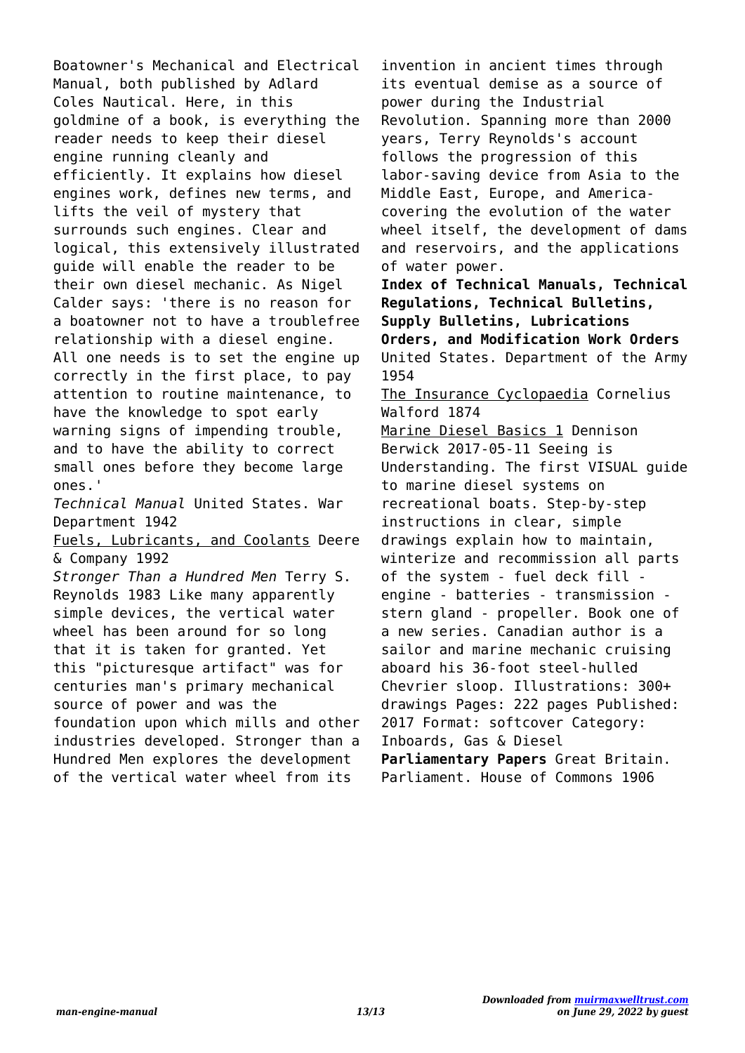Boatowner's Mechanical and Electrical Manual, both published by Adlard Coles Nautical. Here, in this goldmine of a book, is everything the reader needs to keep their diesel engine running cleanly and efficiently. It explains how diesel engines work, defines new terms, and lifts the veil of mystery that surrounds such engines. Clear and logical, this extensively illustrated guide will enable the reader to be their own diesel mechanic. As Nigel Calder says: 'there is no reason for a boatowner not to have a troublefree relationship with a diesel engine. All one needs is to set the engine up correctly in the first place, to pay attention to routine maintenance, to have the knowledge to spot early warning signs of impending trouble, and to have the ability to correct small ones before they become large ones.'

*Technical Manual* United States. War Department 1942

Fuels, Lubricants, and Coolants Deere & Company 1992

*Stronger Than a Hundred Men* Terry S. Reynolds 1983 Like many apparently simple devices, the vertical water wheel has been around for so long that it is taken for granted. Yet this "picturesque artifact" was for centuries man's primary mechanical source of power and was the foundation upon which mills and other industries developed. Stronger than a Hundred Men explores the development of the vertical water wheel from its invention in ancient times through its eventual demise as a source of power during the Industrial Revolution. Spanning more than 2000 years, Terry Reynolds's account follows the progression of this labor-saving device from Asia to the Middle East, Europe, and America-covering the evolution of the water wheel itself, the development of dams and reservoirs, and the applications of water power.

**Index of Technical Manuals, Technical Regulations, Technical Bulletins, Supply Bulletins, Lubrications Orders, and Modification Work Orders** United States. Department of the Army 1954

The Insurance Cyclopaedia Cornelius Walford 1874

Marine Diesel Basics 1 Dennison Berwick 2017-05-11 Seeing is Understanding. The first VISUAL guide to marine diesel systems on recreational boats. Step-by-step instructions in clear, simple drawings explain how to maintain, winterize and recommission all parts of the system - fuel deck fill - engine - batteries - transmission - stern gland - propeller. Book one of a new series. Canadian author is a sailor and marine mechanic cruising aboard his 36-foot steel-hulled Chevrier sloop. Illustrations: 300+ drawings Pages: 222 pages Published: 2017 Format: softcover Category: Inboards, Gas & Diesel

**Parliamentary Papers** Great Britain. Parliament. House of Commons 1906